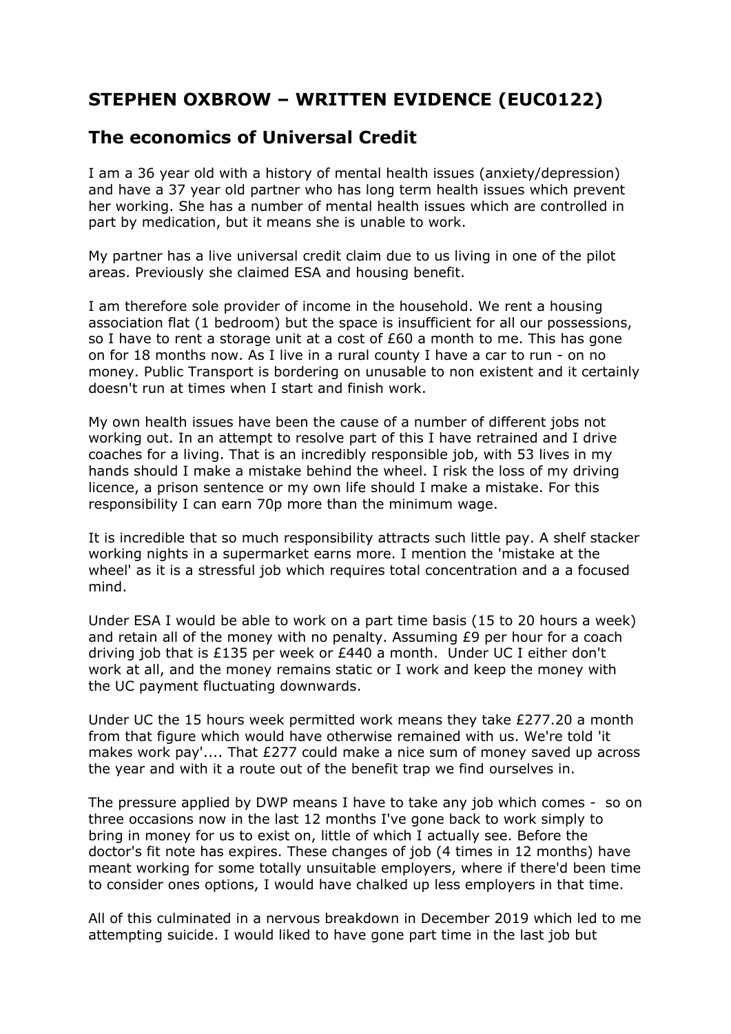# STEPHEN OXBROW – WRITTEN EVIDENCE (EUC0122)

## The economics of Universal Credit

I am a 36 year old with a history of mental health issues (anxiety/depression) and have a 37 year old partner who has long term health issues which prevent her working. She has a number of mental health issues which are controlled in part by medication, but it means she is unable to work.

My partner has a live universal credit claim due to us living in one of the pilot areas. Previously she claimed ESA and housing benefit.

I am therefore sole provider of income in the household. We rent a housing association flat (1 bedroom) but the space is insufficient for all our possessions, so I have to rent a storage unit at a cost of £60 a month to me. This has gone on for 18 months now. As I live in a rural county I have a car to run - on no money. Public Transport is bordering on unusable to non existent and it certainly doesn't run at times when I start and finish work.

My own health issues have been the cause of a number of different jobs not working out. In an attempt to resolve part of this I have retrained and I drive coaches for a living. That is an incredibly responsible job, with 53 lives in my hands should I make a mistake behind the wheel. I risk the loss of my driving licence, a prison sentence or my own life should I make a mistake. For this responsibility I can earn 70p more than the minimum wage.

It is incredible that so much responsibility attracts such little pay. A shelf stacker working nights in a supermarket earns more. I mention the 'mistake at the wheel' as it is a stressful job which requires total concentration and a a focused mind.

Under ESA I would be able to work on a part time basis (15 to 20 hours a week) and retain all of the money with no penalty. Assuming £9 per hour for a coach driving job that is £135 per week or £440 a month. Under UC I either don't work at all, and the money remains static or I work and keep the money with the UC payment fluctuating downwards.

Under UC the 15 hours week permitted work means they take £277.20 a month from that figure which would have otherwise remained with us. We're told 'it makes work pay'.... That £277 could make a nice sum of money saved up across the year and with it a route out of the benefit trap we find ourselves in.

The pressure applied by DWP means I have to take any job which comes - so on three occasions now in the last 12 months I've gone back to work simply to bring in money for us to exist on, little of which I actually see. Before the doctor's fit note has expires. These changes of job (4 times in 12 months) have meant working for some totally unsuitable employers, where if there'd been time to consider ones options, I would have chalked up less employers in that time.

All of this culminated in a nervous breakdown in December 2019 which led to me attempting suicide. I would liked to have gone part time in the last job but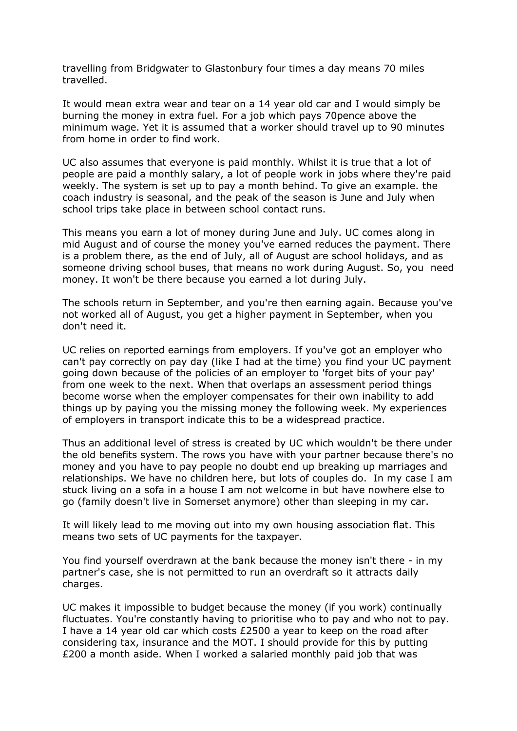travelling from Bridgwater to Glastonbury four times a day means 70 miles travelled.

It would mean extra wear and tear on a 14 year old car and I would simply be burning the money in extra fuel. For a job which pays 70pence above the minimum wage. Yet it is assumed that a worker should travel up to 90 minutes from home in order to find work.

UC also assumes that everyone is paid monthly. Whilst it is true that a lot of people are paid a monthly salary, a lot of people work in jobs where they're paid weekly. The system is set up to pay a month behind. To give an example. the coach industry is seasonal, and the peak of the season is June and July when school trips take place in between school contact runs.

This means you earn a lot of money during June and July. UC comes along in mid August and of course the money you've earned reduces the payment. There is a problem there, as the end of July, all of August are school holidays, and as someone driving school buses, that means no work during August. So, you need money. It won't be there because you earned a lot during July.

The schools return in September, and you're then earning again. Because you've not worked all of August, you get a higher payment in September, when you don't need it.

UC relies on reported earnings from employers. If you've got an employer who can't pay correctly on pay day (like I had at the time) you find your UC payment going down because of the policies of an employer to 'forget bits of your pay' from one week to the next. When that overlaps an assessment period things become worse when the employer compensates for their own inability to add things up by paying you the missing money the following week. My experiences of employers in transport indicate this to be a widespread practice.

Thus an additional level of stress is created by UC which wouldn't be there under the old benefits system. The rows you have with your partner because there's no money and you have to pay people no doubt end up breaking up marriages and relationships. We have no children here, but lots of couples do. In my case I am stuck living on a sofa in a house I am not welcome in but have nowhere else to go (family doesn't live in Somerset anymore) other than sleeping in my car.

It will likely lead to me moving out into my own housing association flat. This means two sets of UC payments for the taxpayer.

You find yourself overdrawn at the bank because the money isn't there - in my partner's case, she is not permitted to run an overdraft so it attracts daily charges.

UC makes it impossible to budget because the money (if you work) continually fluctuates. You're constantly having to prioritise who to pay and who not to pay. I have a 14 year old car which costs £2500 a year to keep on the road after considering tax, insurance and the MOT. I should provide for this by putting £200 a month aside. When I worked a salaried monthly paid job that was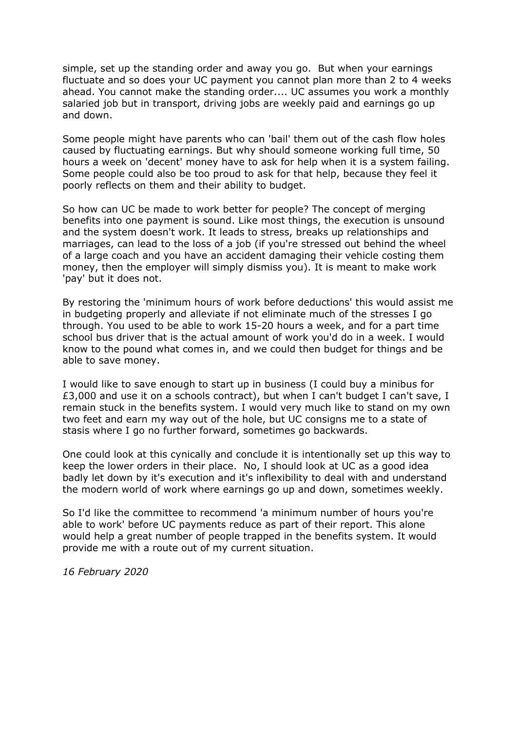simple, set up the standing order and away you go. But when your earnings fluctuate and so does your UC payment you cannot plan more than 2 to 4 weeks ahead. You cannot make the standing order.... UC assumes you work a monthly salaried job but in transport, driving jobs are weekly paid and earnings go up and down.

Some people might have parents who can 'bail' them out of the cash flow holes caused by fluctuating earnings. But why should someone working full time, 50 hours a week on 'decent' money have to ask for help when it is a system failing. Some people could also be too proud to ask for that help, because they feel it poorly reflects on them and their ability to budget.

So how can UC be made to work better for people? The concept of merging benefits into one payment is sound. Like most things, the execution is unsound and the system doesn't work. It leads to stress, breaks up relationships and marriages, can lead to the loss of a job (if you're stressed out behind the wheel of a large coach and you have an accident damaging their vehicle costing them money, then the employer will simply dismiss you). It is meant to make work 'pay' but it does not.

By restoring the 'minimum hours of work before deductions' this would assist me in budgeting properly and alleviate if not eliminate much of the stresses I go through. You used to be able to work 15-20 hours a week, and for a part time school bus driver that is the actual amount of work you'd do in a week. I would know to the pound what comes in, and we could then budget for things and be able to save money.

I would like to save enough to start up in business (I could buy a minibus for £3,000 and use it on a schools contract), but when I can't budget I can't save, I remain stuck in the benefits system. I would very much like to stand on my own two feet and earn my way out of the hole, but UC consigns me to a state of stasis where I go no further forward, sometimes go backwards.

One could look at this cynically and conclude it is intentionally set up this way to keep the lower orders in their place. No, I should look at UC as a good idea badly let down by it's execution and it's inflexibility to deal with and understand the modern world of work where earnings go up and down, sometimes weekly.

So I'd like the committee to recommend 'a minimum number of hours you're able to work' before UC payments reduce as part of their report. This alone would help a great number of people trapped in the benefits system. It would provide me with a route out of my current situation.

*16 February 2020*